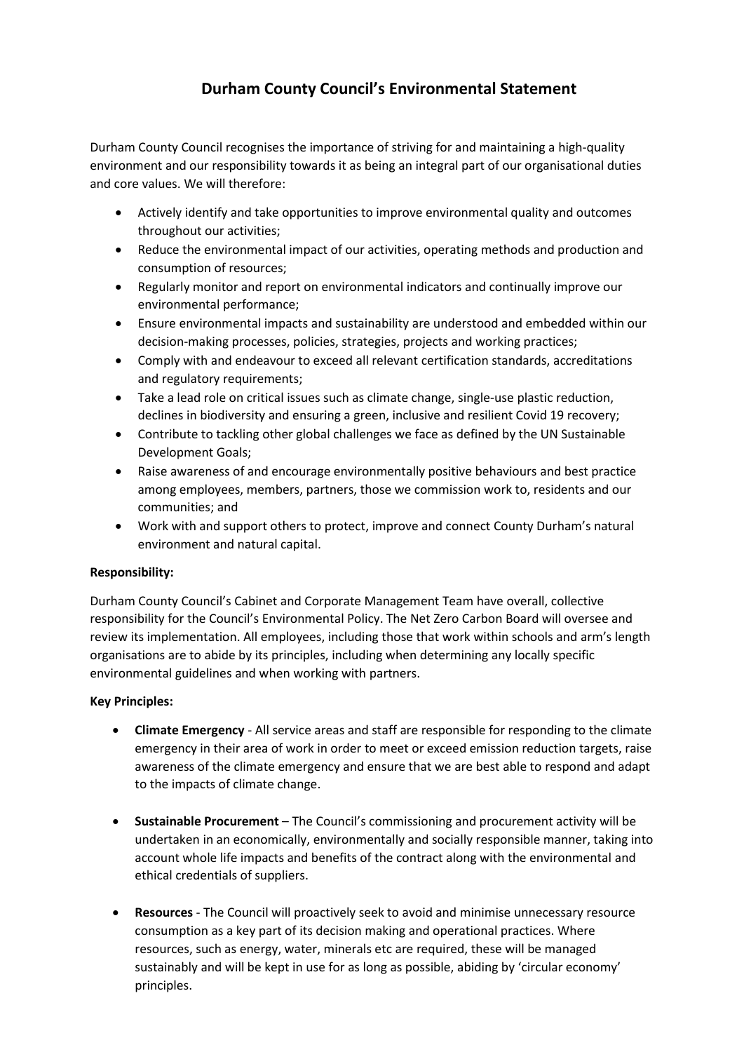# Durham County Council's Environmental Statement

Durham County Council recognises the importance of striving for and maintaining a high-quality environment and our responsibility towards it as being an integral part of our organisational duties and core values. We will therefore:

- Actively identify and take opportunities to improve environmental quality and outcomes throughout our activities;
- Reduce the environmental impact of our activities, operating methods and production and consumption of resources;
- Regularly monitor and report on environmental indicators and continually improve our environmental performance;
- Ensure environmental impacts and sustainability are understood and embedded within our decision-making processes, policies, strategies, projects and working practices;
- Comply with and endeavour to exceed all relevant certification standards, accreditations and regulatory requirements;
- Take a lead role on critical issues such as climate change, single-use plastic reduction, declines in biodiversity and ensuring a green, inclusive and resilient Covid 19 recovery;
- Contribute to tackling other global challenges we face as defined by the UN Sustainable Development Goals;
- Raise awareness of and encourage environmentally positive behaviours and best practice among employees, members, partners, those we commission work to, residents and our communities; and
- Work with and support others to protect, improve and connect County Durham's natural environment and natural capital.

**Responsibility:**

Durham County Council's Cabinet and Corporate Management Team have overall, collective responsibility for the Council's Environmental Policy. The Net Zero Carbon Board will oversee and review its implementation. All employees, including those that work within schools and arm's length organisations are to abide by its principles, including when determining any locally specific environmental guidelines and when working with partners.

**Key Principles:**

- **Climate Emergency** - All service areas and staff are responsible for responding to the climate emergency in their area of work in order to meet or exceed emission reduction targets, raise awareness of the climate emergency and ensure that we are best able to respond and adapt to the impacts of climate change.

- **Sustainable Procurement** – The Council's commissioning and procurement activity will be undertaken in an economically, environmentally and socially responsible manner, taking into account whole life impacts and benefits of the contract along with the environmental and ethical credentials of suppliers.

- **Resources** - The Council will proactively seek to avoid and minimise unnecessary resource consumption as a key part of its decision making and operational practices. Where resources, such as energy, water, minerals etc are required, these will be managed sustainably and will be kept in use for as long as possible, abiding by 'circular economy' principles.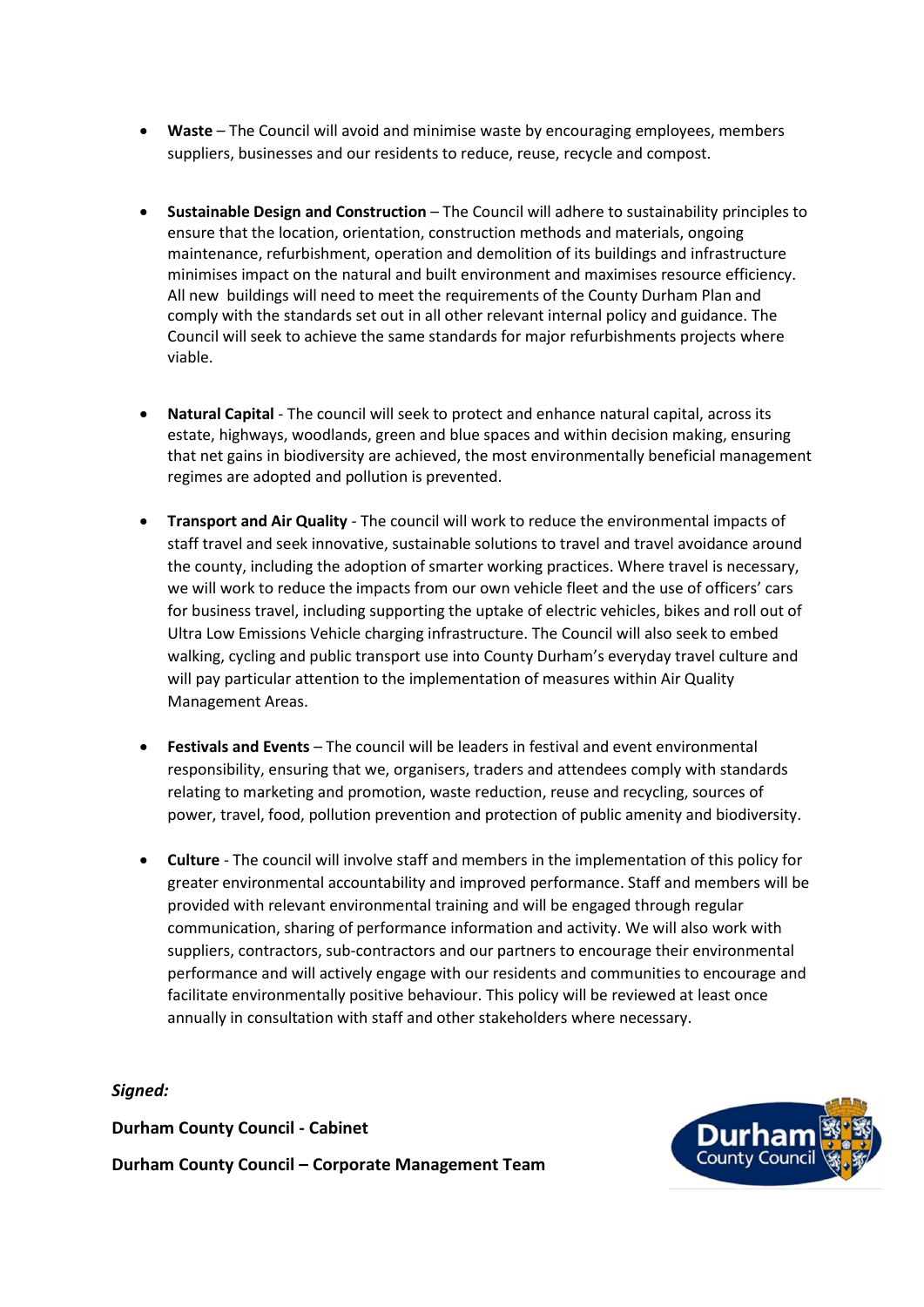- **Waste** – The Council will avoid and minimise waste by encouraging employees, members suppliers, businesses and our residents to reduce, reuse, recycle and compost.

- **Sustainable Design and Construction** – The Council will adhere to sustainability principles to ensure that the location, orientation, construction methods and materials, ongoing maintenance, refurbishment, operation and demolition of its buildings and infrastructure minimises impact on the natural and built environment and maximises resource efficiency. All new buildings will need to meet the requirements of the County Durham Plan and comply with the standards set out in all other relevant internal policy and guidance. The Council will seek to achieve the same standards for major refurbishments projects where viable.

- **Natural Capital** - The council will seek to protect and enhance natural capital, across its estate, highways, woodlands, green and blue spaces and within decision making, ensuring that net gains in biodiversity are achieved, the most environmentally beneficial management regimes are adopted and pollution is prevented.

- **Transport and Air Quality** - The council will work to reduce the environmental impacts of staff travel and seek innovative, sustainable solutions to travel and travel avoidance around the county, including the adoption of smarter working practices. Where travel is necessary, we will work to reduce the impacts from our own vehicle fleet and the use of officers' cars for business travel, including supporting the uptake of electric vehicles, bikes and roll out of Ultra Low Emissions Vehicle charging infrastructure. The Council will also seek to embed walking, cycling and public transport use into County Durham's everyday travel culture and will pay particular attention to the implementation of measures within Air Quality Management Areas.

- **Festivals and Events** – The council will be leaders in festival and event environmental responsibility, ensuring that we, organisers, traders and attendees comply with standards relating to marketing and promotion, waste reduction, reuse and recycling, sources of power, travel, food, pollution prevention and protection of public amenity and biodiversity.

- **Culture** - The council will involve staff and members in the implementation of this policy for greater environmental accountability and improved performance. Staff and members will be provided with relevant environmental training and will be engaged through regular communication, sharing of performance information and activity. We will also work with suppliers, contractors, sub-contractors and our partners to encourage their environmental performance and will actively engage with our residents and communities to encourage and facilitate environmentally positive behaviour. This policy will be reviewed at least once annually in consultation with staff and other stakeholders where necessary.

***Signed:***

**Durham County Council - Cabinet**

**Durham County Council – Corporate Management Team**